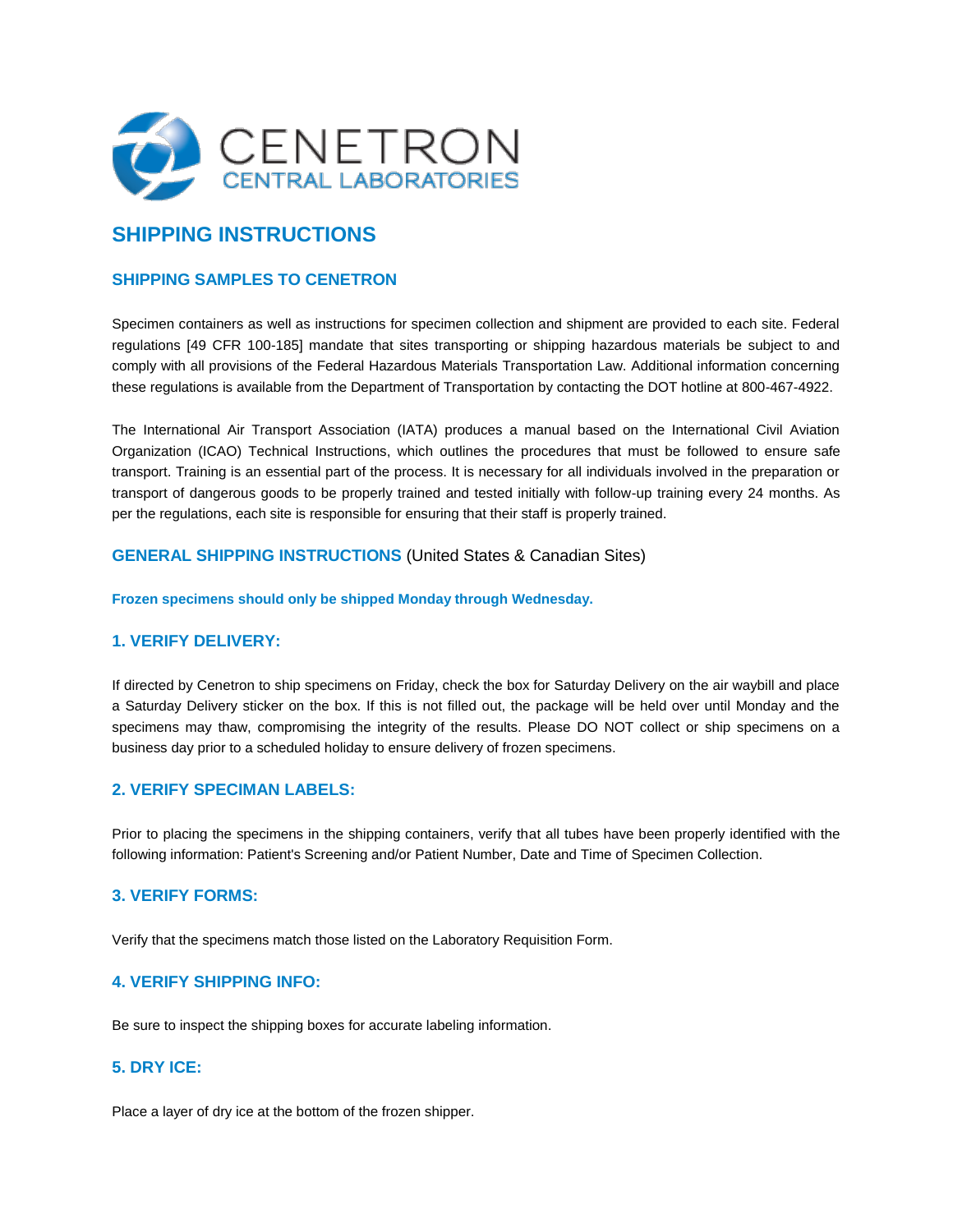CENETRON

CENTRAL LABORATORIES

# SHIPPING INSTRUCTIONS

## SHIPPING SAMPLES TO CENETRON

Specimen containers as well as instructions for specimen collection and shipment are provided to each site. Federal regulations [49 CFR 100-185] mandate that sites transporting or shipping hazardous materials be subject to and comply with all provisions of the Federal Hazardous Materials Transportation Law. Additional information concerning these regulations is available from the Department of Transportation by contacting the DOT hotline at 800-467-4922.

The International Air Transport Association (IATA) produces a manual based on the International Civil Aviation Organization (ICAO) Technical Instructions, which outlines the procedures that must be followed to ensure safe transport. Training is an essential part of the process. It is necessary for all individuals involved in the preparation or transport of dangerous goods to be properly trained and tested initially with follow-up training every 24 months. As per the regulations, each site is responsible for ensuring that their staff is properly trained.

## GENERAL SHIPPING INSTRUCTIONS (United States & Canadian Sites)

**Frozen specimens should only be shipped Monday through Wednesday.**

### 1. VERIFY DELIVERY:

If directed by Cenetron to ship specimens on Friday, check the box for Saturday Delivery on the air waybill and place a Saturday Delivery sticker on the box. If this is not filled out, the package will be held over until Monday and the specimens may thaw, compromising the integrity of the results. Please DO NOT collect or ship specimens on a business day prior to a scheduled holiday to ensure delivery of frozen specimens.

### 2. VERIFY SPECIMAN LABELS:

Prior to placing the specimens in the shipping containers, verify that all tubes have been properly identified with the following information: Patient's Screening and/or Patient Number, Date and Time of Specimen Collection.

### 3. VERIFY FORMS:

Verify that the specimens match those listed on the Laboratory Requisition Form.

### 4. VERIFY SHIPPING INFO:

Be sure to inspect the shipping boxes for accurate labeling information.

### 5. DRY ICE:

Place a layer of dry ice at the bottom of the frozen shipper.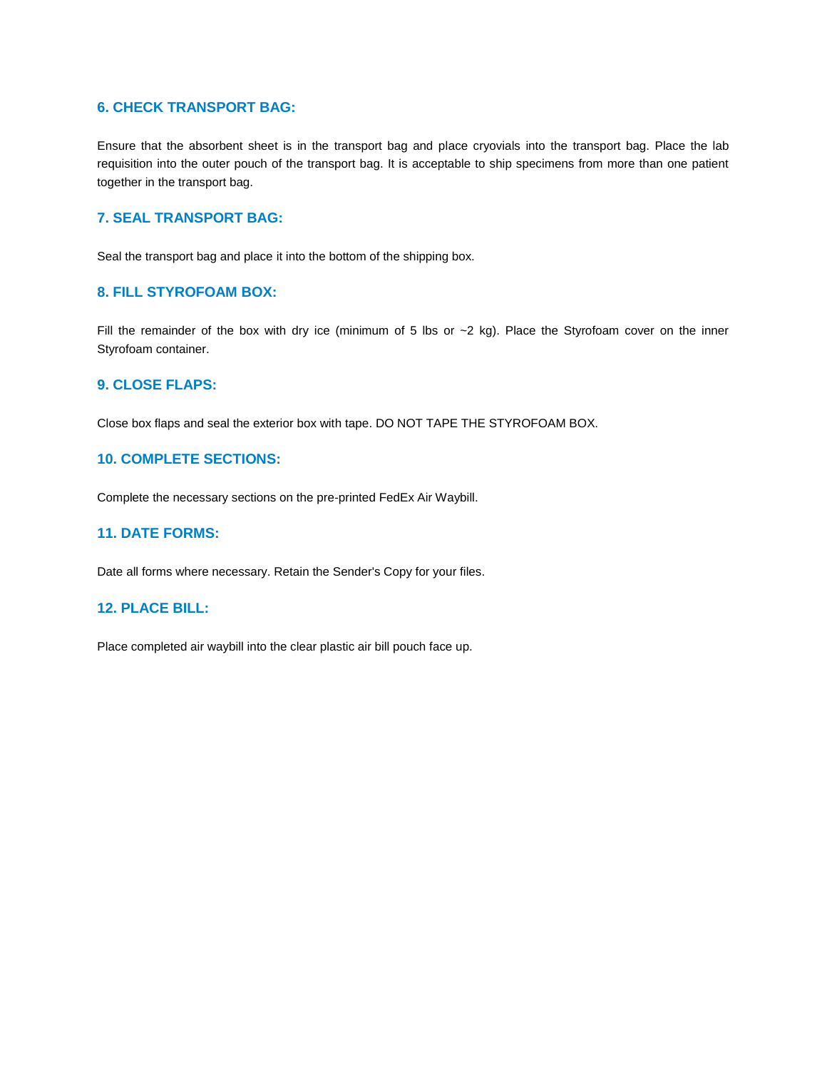### 6. CHECK TRANSPORT BAG:

Ensure that the absorbent sheet is in the transport bag and place cryovials into the transport bag. Place the lab requisition into the outer pouch of the transport bag. It is acceptable to ship specimens from more than one patient together in the transport bag.

### 7. SEAL TRANSPORT BAG:

Seal the transport bag and place it into the bottom of the shipping box.

### 8. FILL STYROFOAM BOX:

Fill the remainder of the box with dry ice (minimum of 5 lbs or ~2 kg). Place the Styrofoam cover on the inner Styrofoam container.

### 9. CLOSE FLAPS:

Close box flaps and seal the exterior box with tape. DO NOT TAPE THE STYROFOAM BOX.

### 10. COMPLETE SECTIONS:

Complete the necessary sections on the pre-printed FedEx Air Waybill.

### 11. DATE FORMS:

Date all forms where necessary. Retain the Sender's Copy for your files.

### 12. PLACE BILL:

Place completed air waybill into the clear plastic air bill pouch face up.